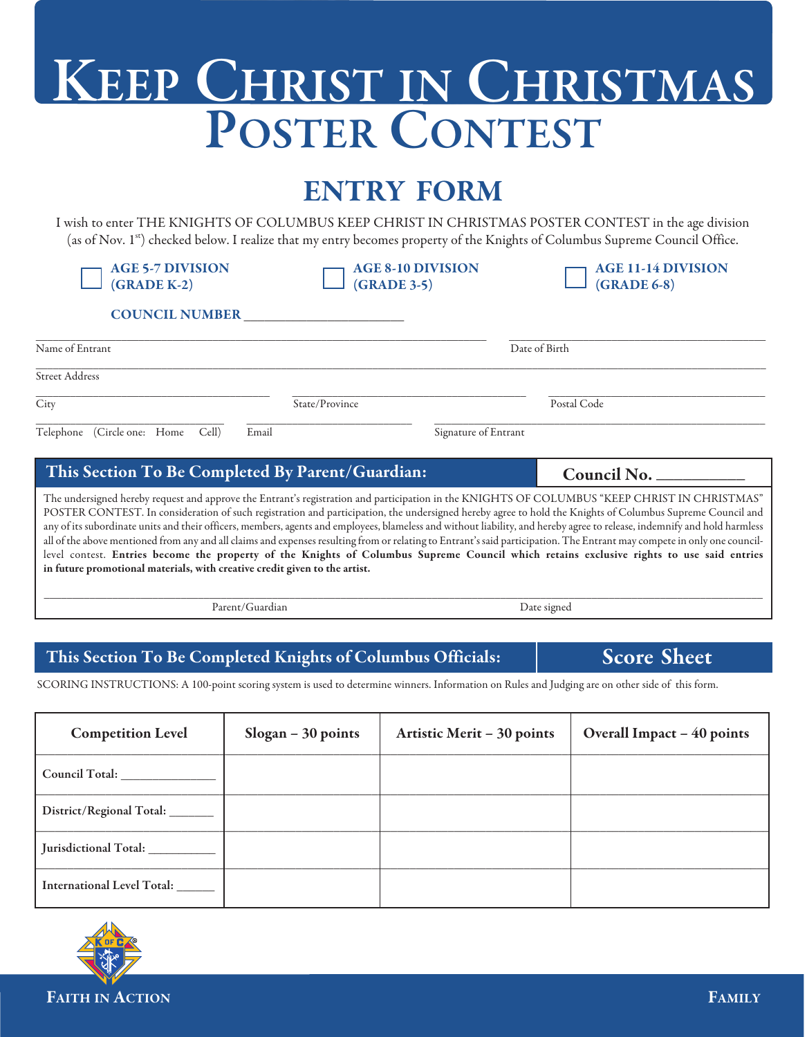# Keep Christ in Christmas Poster Contest

## ENTRY FORM

I wish to enter THE KNIGHTS OF COLUMBUS KEEP CHRIST IN CHRISTMAS POSTER CONTEST in the age division (as of Nov. 1st) checked below. I realize that my entry becomes property of the Knights of Columbus Supreme Council Office.

☐ **AGE 5-7 DIVISION (GRADE K-2)**　☐ **AGE 8-10 DIVISION (GRADE 3-5)**　☐ **AGE 11-14 DIVISION (GRADE 6-8)**

**COUNCIL NUMBER** ______________________

Name of Entrant ______________________　Date of Birth ______________________

Street Address ______________________

City ______________________　State/Province ______________________　Postal Code ______________________

Telephone (Circle one: Home Cell) ______________________　Email ______________________　Signature of Entrant ______________________

### This Section To Be Completed By Parent/Guardian:

**Council No.** __________

The undersigned hereby request and approve the Entrant's registration and participation in the KNIGHTS OF COLUMBUS "KEEP CHRIST IN CHRISTMAS" POSTER CONTEST. In consideration of such registration and participation, the undersigned hereby agree to hold the Knights of Columbus Supreme Council and any of its subordinate units and their officers, members, agents and employees, blameless and without liability, and hereby agree to release, indemnify and hold harmless all of the above mentioned from any and all claims and expenses resulting from or relating to Entrant's said participation. The Entrant may compete in only one council-level contest. **Entries become the property of the Knights of Columbus Supreme Council which retains exclusive rights to use said entries in future promotional materials, with creative credit given to the artist.**

Parent/Guardian ______________________　Date signed ______________________

### This Section To Be Completed Knights of Columbus Officials:

### Score Sheet

SCORING INSTRUCTIONS: A 100-point scoring system is used to determine winners. Information on Rules and Judging are on other side of this form.

| Competition Level | Slogan – 30 points | Artistic Merit – 30 points | Overall Impact – 40 points |
|---|---|---|---|
| Council Total: ______________ | | | |
| District/Regional Total: _______ | | | |
| Jurisdictional Total: __________ | | | |
| International Level Total: ______ | | | |

**Faith in Action**　**Family**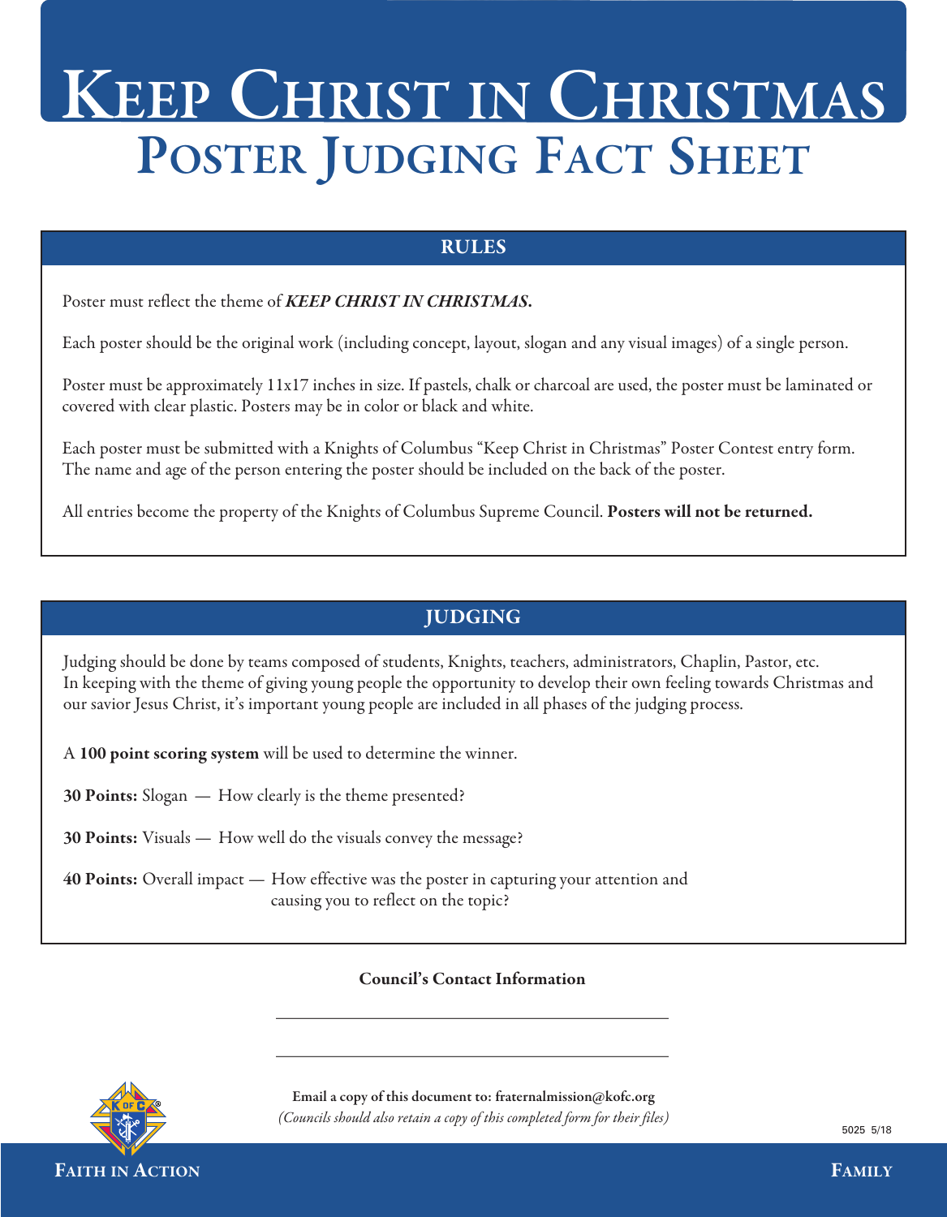# Keep Christ in Christmas

## Poster Judging Fact Sheet

### RULES

Poster must reflect the theme of ***KEEP CHRIST IN CHRISTMAS.***

Each poster should be the original work (including concept, layout, slogan and any visual images) of a single person.

Poster must be approximately 11x17 inches in size. If pastels, chalk or charcoal are used, the poster must be laminated or covered with clear plastic. Posters may be in color or black and white.

Each poster must be submitted with a Knights of Columbus "Keep Christ in Christmas" Poster Contest entry form. The name and age of the person entering the poster should be included on the back of the poster.

All entries become the property of the Knights of Columbus Supreme Council. **Posters will not be returned.**

### JUDGING

Judging should be done by teams composed of students, Knights, teachers, administrators, Chaplin, Pastor, etc. In keeping with the theme of giving young people the opportunity to develop their own feeling towards Christmas and our savior Jesus Christ, it's important young people are included in all phases of the judging process.

A **100 point scoring system** will be used to determine the winner.

**30 Points:** Slogan — How clearly is the theme presented?

**30 Points:** Visuals — How well do the visuals convey the message?

**40 Points:** Overall impact — How effective was the poster in capturing your attention and causing you to reflect on the topic?

**Council's Contact Information**

\_\_\_\_\_\_\_\_\_\_\_\_\_\_\_\_\_\_\_\_\_\_\_\_\_\_\_\_\_\_\_\_\_\_\_\_\_\_\_\_

\_\_\_\_\_\_\_\_\_\_\_\_\_\_\_\_\_\_\_\_\_\_\_\_\_\_\_\_\_\_\_\_\_\_\_\_\_\_\_\_

**Email a copy of this document to: fraternalmission@kofc.org**

*(Councils should also retain a copy of this completed form for their files)*

5025 5/18

Faith in Action

Family